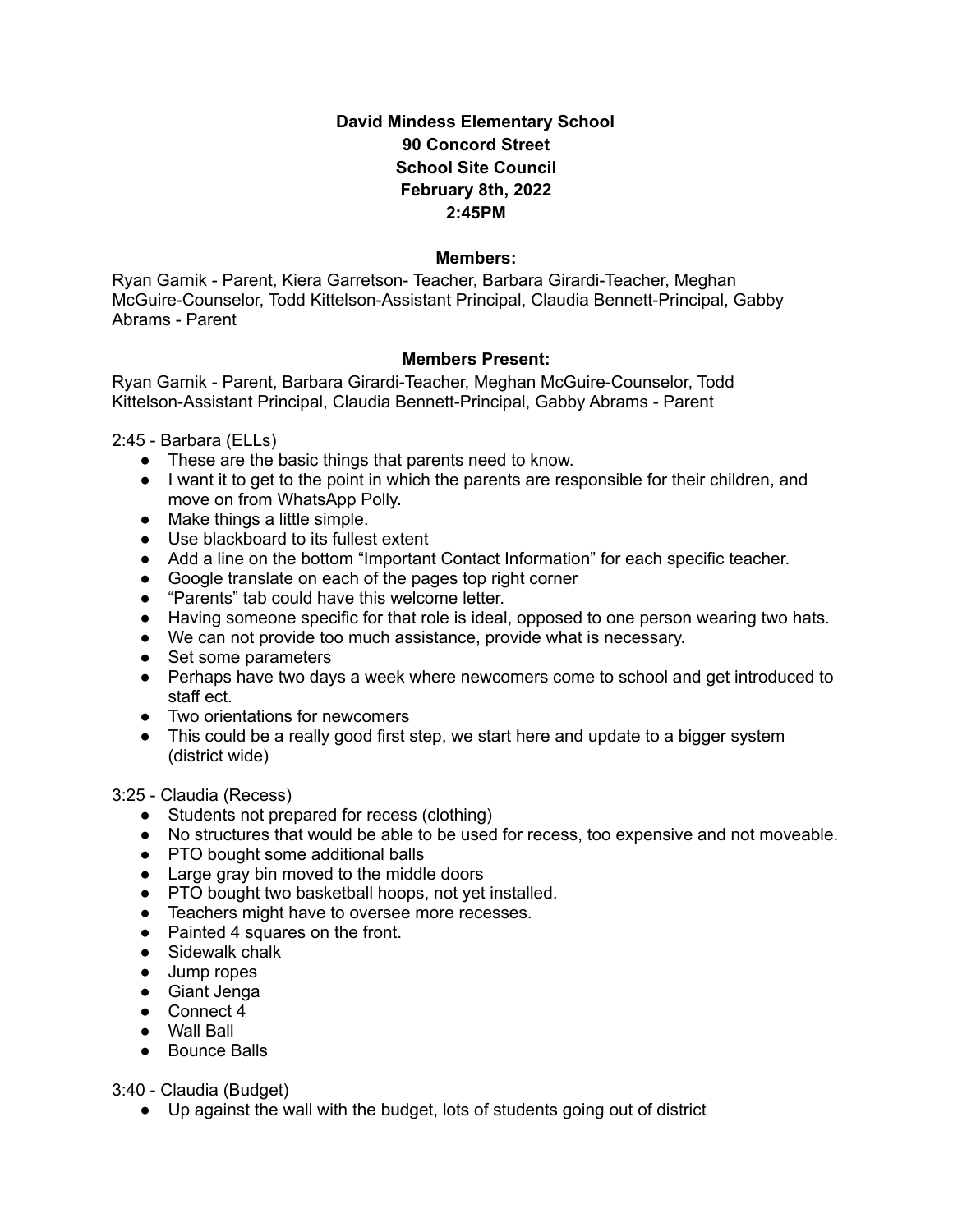**David Mindess Elementary School**
**90 Concord Street**
**School Site Council**
**February 8th, 2022**
**2:45PM**

**Members:**

Ryan Garnik - Parent, Kiera Garretson- Teacher, Barbara Girardi-Teacher, Meghan McGuire-Counselor, Todd Kittelson-Assistant Principal, Claudia Bennett-Principal, Gabby Abrams - Parent

**Members Present:**

Ryan Garnik - Parent, Barbara Girardi-Teacher, Meghan McGuire-Counselor, Todd Kittelson-Assistant Principal, Claudia Bennett-Principal, Gabby Abrams - Parent

2:45 - Barbara (ELLs)

- These are the basic things that parents need to know.
- I want it to get to the point in which the parents are responsible for their children, and move on from WhatsApp Polly.
- Make things a little simple.
- Use blackboard to its fullest extent
- Add a line on the bottom "Important Contact Information" for each specific teacher.
- Google translate on each of the pages top right corner
- "Parents" tab could have this welcome letter.
- Having someone specific for that role is ideal, opposed to one person wearing two hats.
- We can not provide too much assistance, provide what is necessary.
- Set some parameters
- Perhaps have two days a week where newcomers come to school and get introduced to staff ect.
- Two orientations for newcomers
- This could be a really good first step, we start here and update to a bigger system (district wide)

3:25 - Claudia (Recess)

- Students not prepared for recess (clothing)
- No structures that would be able to be used for recess, too expensive and not moveable.
- PTO bought some additional balls
- Large gray bin moved to the middle doors
- PTO bought two basketball hoops, not yet installed.
- Teachers might have to oversee more recesses.
- Painted 4 squares on the front.
- Sidewalk chalk
- Jump ropes
- Giant Jenga
- Connect 4
- Wall Ball
- Bounce Balls

3:40 - Claudia (Budget)

- Up against the wall with the budget, lots of students going out of district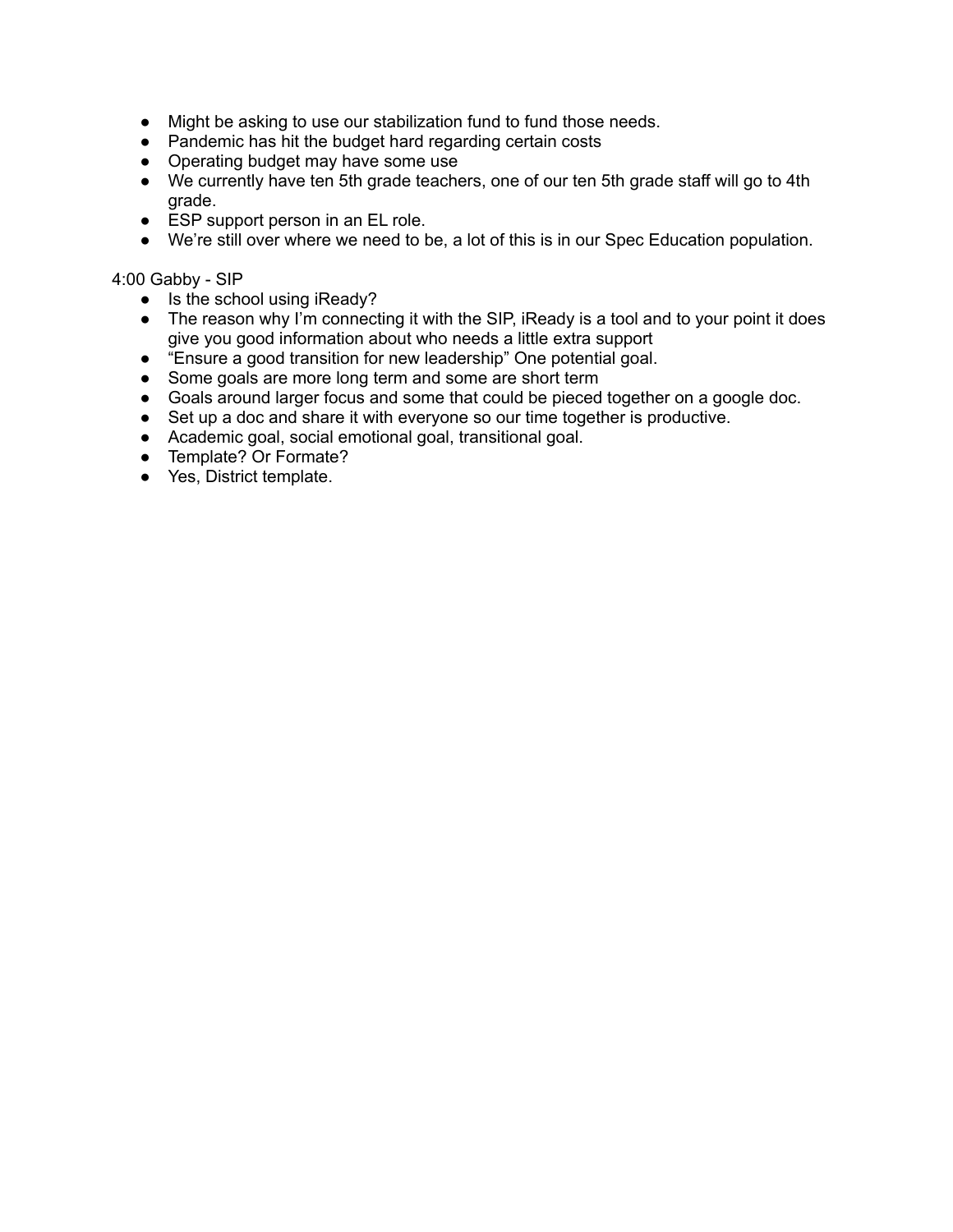- Might be asking to use our stabilization fund to fund those needs.
- Pandemic has hit the budget hard regarding certain costs
- Operating budget may have some use
- We currently have ten 5th grade teachers, one of our ten 5th grade staff will go to 4th grade.
- ESP support person in an EL role.
- We're still over where we need to be, a lot of this is in our Spec Education population.

4:00 Gabby - SIP

- Is the school using iReady?
- The reason why I'm connecting it with the SIP, iReady is a tool and to your point it does give you good information about who needs a little extra support
- "Ensure a good transition for new leadership" One potential goal.
- Some goals are more long term and some are short term
- Goals around larger focus and some that could be pieced together on a google doc.
- Set up a doc and share it with everyone so our time together is productive.
- Academic goal, social emotional goal, transitional goal.
- Template? Or Formate?
- Yes, District template.